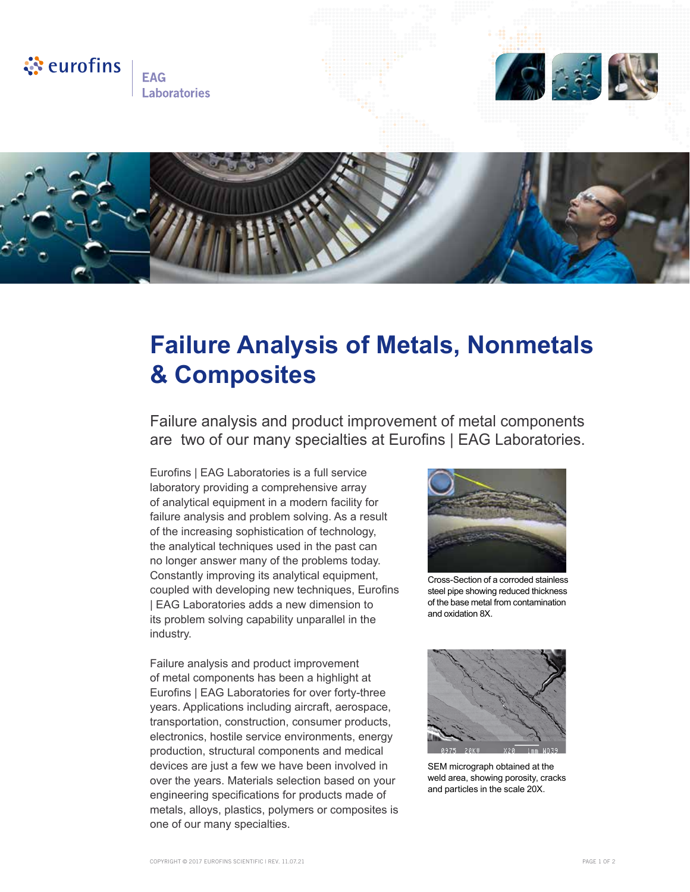# Failure Analysis of Metals, Nonmetals & Composites

Failure analysis and product improvement of metal components are two of our many specialties at Eurofins | EAG Laboratories.

Eurofins | EAG Laboratories is a full service laboratory providing a comprehensive array of analytical equipment in a modern facility for failure analysis and problem solving. As a result of the increasing sophistication of technology, the analytical techniques used in the past can no longer answer many of the problems today. Constantly improving its analytical equipment, coupled with developing new techniques, Eurofins | EAG Laboratories adds a new dimension to its problem solving capability unparallel in the industry.

Failure analysis and product improvement of metal components has been a highlight at Eurofins | EAG Laboratories for over forty-three years. Applications including aircraft, aerospace, transportation, construction, consumer products, electronics, hostile service environments, energy production, structural components and medical devices are just a few we have been involved in over the years. Materials selection based on your engineering specifications for products made of metals, alloys, plastics, polymers or composites is one of our many specialties.

Cross-Section of a corroded stainless steel pipe showing reduced thickness of the base metal from contamination and oxidation 8X.

SEM micrograph obtained at the weld area, showing porosity, cracks and particles in the scale 20X.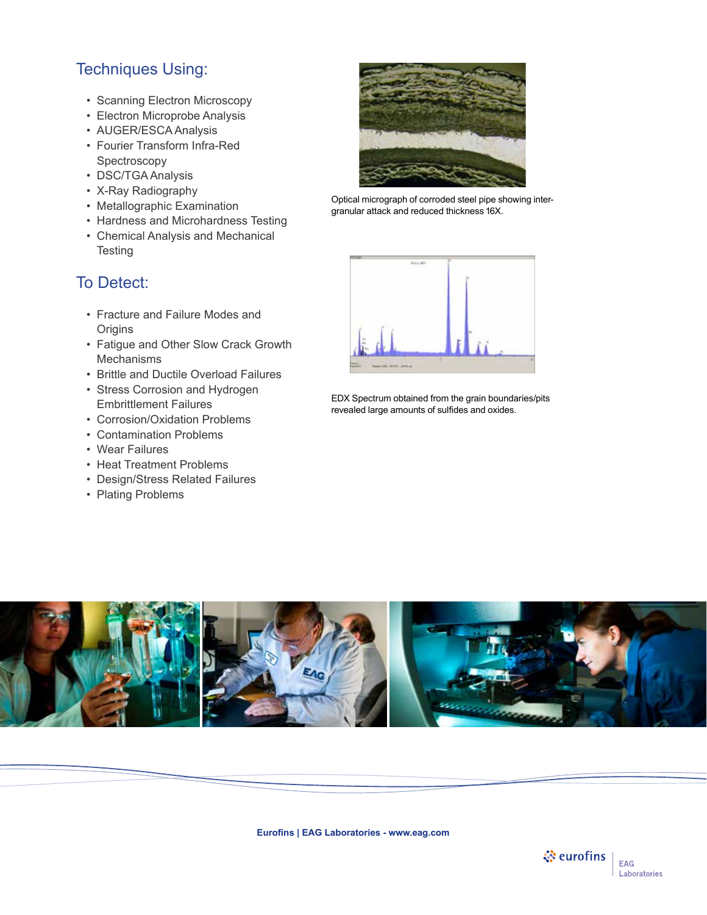## Techniques Using:

- Scanning Electron Microscopy
- Electron Microprobe Analysis
- AUGER/ESCA Analysis
- Fourier Transform Infra-Red Spectroscopy
- DSC/TGA Analysis
- X-Ray Radiography
- Metallographic Examination
- Hardness and Microhardness Testing
- Chemical Analysis and Mechanical Testing

## To Detect:

- Fracture and Failure Modes and Origins
- Fatigue and Other Slow Crack Growth Mechanisms
- Brittle and Ductile Overload Failures
- Stress Corrosion and Hydrogen Embrittlement Failures
- Corrosion/Oxidation Problems
- Contamination Problems
- Wear Failures
- Heat Treatment Problems
- Design/Stress Related Failures
- Plating Problems

Optical micrograph of corroded steel pipe showing inter-granular attack and reduced thickness 16X.

EDX Spectrum obtained from the grain boundaries/pits revealed large amounts of sulfides and oxides.

**Eurofins | EAG Laboratories - www.eag.com**